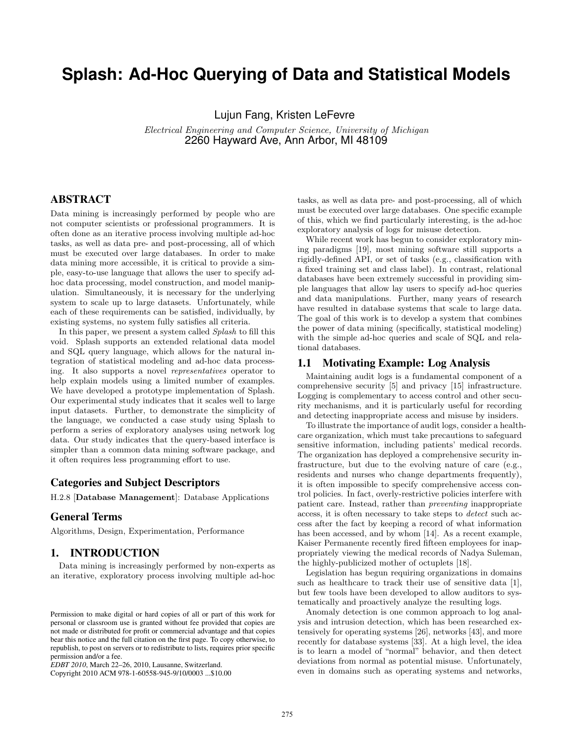# Splash: Ad-Hoc Querying of Data and Statistical Models

Lujun Fang, Kristen LeFevre

*Electrical Engineering and Computer Science, University of Michigan*
2260 Hayward Ave, Ann Arbor, MI 48109

## ABSTRACT

Data mining is increasingly performed by people who are not computer scientists or professional programmers. It is often done as an iterative process involving multiple ad-hoc tasks, as well as data pre- and post-processing, all of which must be executed over large databases. In order to make data mining more accessible, it is critical to provide a simple, easy-to-use language that allows the user to specify ad-hoc data processing, model construction, and model manipulation. Simultaneously, it is necessary for the underlying system to scale up to large datasets. Unfortunately, while each of these requirements can be satisfied, individually, by existing systems, no system fully satisfies all criteria.

In this paper, we present a system called *Splash* to fill this void. Splash supports an extended relational data model and SQL query language, which allows for the natural integration of statistical modeling and ad-hoc data processing. It also supports a novel *representatives* operator to help explain models using a limited number of examples. We have developed a prototype implementation of Splash. Our experimental study indicates that it scales well to large input datasets. Further, to demonstrate the simplicity of the language, we conducted a case study using Splash to perform a series of exploratory analyses using network log data. Our study indicates that the query-based interface is simpler than a common data mining software package, and it often requires less programming effort to use.

### Categories and Subject Descriptors

H.2.8 [**Database Management**]: Database Applications

### General Terms

Algorithms, Design, Experimentation, Performance

## 1. INTRODUCTION

Data mining is increasingly performed by non-experts as an iterative, exploratory process involving multiple ad-hoc tasks, as well as data pre- and post-processing, all of which must be executed over large databases. One specific example of this, which we find particularly interesting, is the ad-hoc exploratory analysis of logs for misuse detection.

While recent work has begun to consider exploratory mining paradigms [19], most mining software still supports a rigidly-defined API, or set of tasks (e.g., classification with a fixed training set and class label). In contrast, relational databases have been extremely successful in providing simple languages that allow lay users to specify ad-hoc queries and data manipulations. Further, many years of research have resulted in database systems that scale to large data. The goal of this work is to develop a system that combines the power of data mining (specifically, statistical modeling) with the simple ad-hoc queries and scale of SQL and relational databases.

### 1.1 Motivating Example: Log Analysis

Maintaining audit logs is a fundamental component of a comprehensive security [5] and privacy [15] infrastructure. Logging is complementary to access control and other security mechanisms, and it is particularly useful for recording and detecting inappropriate access and misuse by insiders.

To illustrate the importance of audit logs, consider a healthcare organization, which must take precautions to safeguard sensitive information, including patients' medical records. The organization has deployed a comprehensive security infrastructure, but due to the evolving nature of care (e.g., residents and nurses who change departments frequently), it is often impossible to specify comprehensive access control policies. In fact, overly-restrictive policies interfere with patient care. Instead, rather than *preventing* inappropriate access, it is often necessary to take steps to *detect* such access after the fact by keeping a record of what information has been accessed, and by whom [14]. As a recent example, Kaiser Permanente recently fired fifteen employees for inappropriately viewing the medical records of Nadya Suleman, the highly-publicized mother of octuplets [18].

Legislation has begun requiring organizations in domains such as healthcare to track their use of sensitive data [1], but few tools have been developed to allow auditors to systematically and proactively analyze the resulting logs.

Anomaly detection is one common approach to log analysis and intrusion detection, which has been researched extensively for operating systems [26], networks [43], and more recently for database systems [33]. At a high level, the idea is to learn a model of "normal" behavior, and then detect deviations from normal as potential misuse. Unfortunately, even in domains such as operating systems and networks,

Permission to make digital or hard copies of all or part of this work for personal or classroom use is granted without fee provided that copies are not made or distributed for profit or commercial advantage and that copies bear this notice and the full citation on the first page. To copy otherwise, to republish, to post on servers or to redistribute to lists, requires prior specific permission and/or a fee.
*EDBT 2010*, March 22–26, 2010, Lausanne, Switzerland.
Copyright 2010 ACM 978-1-60558-945-9/10/0003 ...$10.00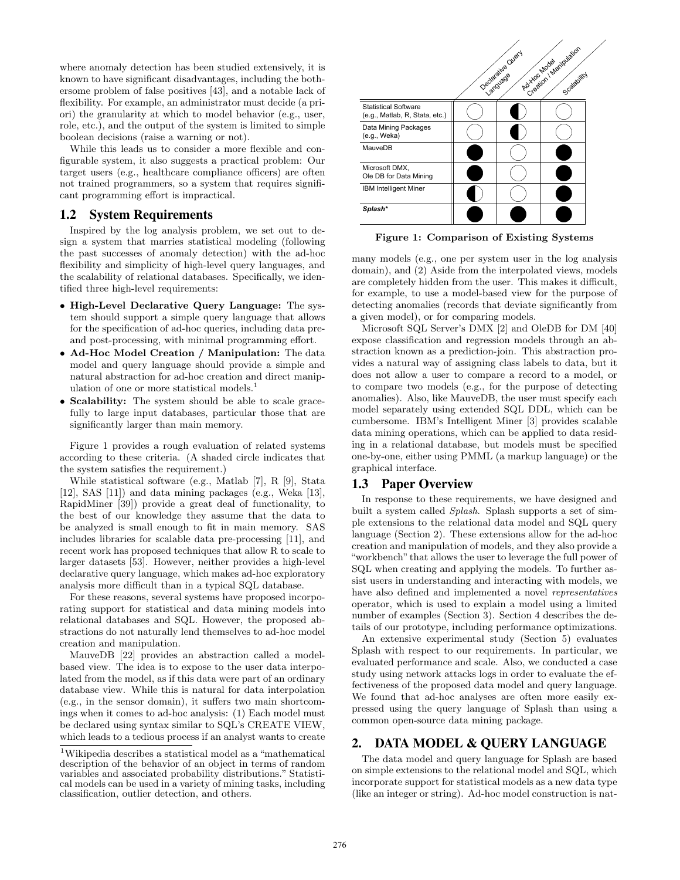where anomaly detection has been studied extensively, it is known to have significant disadvantages, including the bothersome problem of false positives [43], and a notable lack of flexibility. For example, an administrator must decide (a priori) the granularity at which to model behavior (e.g., user, role, etc.), and the output of the system is limited to simple boolean decisions (raise a warning or not).

While this leads us to consider a more flexible and configurable system, it also suggests a practical problem: Our target users (e.g., healthcare compliance officers) are often not trained programmers, so a system that requires significant programming effort is impractical.

## 1.2 System Requirements

Inspired by the log analysis problem, we set out to design a system that marries statistical modeling (following the past successes of anomaly detection) with the ad-hoc flexibility and simplicity of high-level query languages, and the scalability of relational databases. Specifically, we identified three high-level requirements:

- **High-Level Declarative Query Language:** The system should support a simple query language that allows for the specification of ad-hoc queries, including data pre- and post-processing, with minimal programming effort.
- **Ad-Hoc Model Creation / Manipulation:** The data model and query language should provide a simple and natural abstraction for ad-hoc creation and direct manipulation of one or more statistical models.[1]
- **Scalability:** The system should be able to scale gracefully to large input databases, particular those that are significantly larger than main memory.

Figure 1 provides a rough evaluation of related systems according to these criteria. (A shaded circle indicates that the system satisfies the requirement.)

| | Declarative Query Language | Ad-Hoc Model Creation / Manipulation | Scalability |
|---|---|---|---|
| Statistical Software (e.g., Matlab, R, Stata, etc.) | ○ | ◐ | ○ |
| Data Mining Packages (e.g., Weka) | ○ | ◐ | ○ |
| MauveDB | ● | ○ | ● |
| Microsoft DMX, Ole DB for Data Mining | ● | ○ | ● |
| IBM Intelligent Miner | ◐ | ○ | ● |
| ***Splash**** | ● | ● | ● |

**Figure 1: Comparison of Existing Systems**

While statistical software (e.g., Matlab [7], R [9], Stata [12], SAS [11]) and data mining packages (e.g., Weka [13], RapidMiner [39]) provide a great deal of functionality, to the best of our knowledge they assume that the data to be analyzed is small enough to fit in main memory. SAS includes libraries for scalable data pre-processing [11], and recent work has proposed techniques that allow R to scale to larger datasets [53]. However, neither provides a high-level declarative query language, which makes ad-hoc exploratory analysis more difficult than in a typical SQL database.

For these reasons, several systems have proposed incorporating support for statistical and data mining models into relational databases and SQL. However, the proposed abstractions do not naturally lend themselves to ad-hoc model creation and manipulation.

MauveDB [22] provides an abstraction called a model-based view. The idea is to expose to the user data interpolated from the model, as if this data were part of an ordinary database view. While this is natural for data interpolation (e.g., in the sensor domain), it suffers two main shortcomings when it comes to ad-hoc analysis: (1) Each model must be declared using syntax similar to SQL's CREATE VIEW, which leads to a tedious process if an analyst wants to create many models (e.g., one per system user in the log analysis domain), and (2) Aside from the interpolated views, models are completely hidden from the user. This makes it difficult, for example, to use a model-based view for the purpose of detecting anomalies (records that deviate significantly from a given model), or for comparing models.

Microsoft SQL Server's DMX [2] and OleDB for DM [40] expose classification and regression models through an abstraction known as a prediction-join. This abstraction provides a natural way of assigning class labels to data, but it does not allow a user to compare a record to a model, or to compare two models (e.g., for the purpose of detecting anomalies). Also, like MauveDB, the user must specify each model separately using extended SQL DDL, which can be cumbersome. IBM's Intelligent Miner [3] provides scalable data mining operations, which can be applied to data residing in a relational database, but models must be specified one-by-one, either using PMML (a markup language) or the graphical interface.

## 1.3 Paper Overview

In response to these requirements, we have designed and built a system called *Splash*. Splash supports a set of simple extensions to the relational data model and SQL query language (Section 2). These extensions allow for the ad-hoc creation and manipulation of models, and they also provide a "workbench" that allows the user to leverage the full power of SQL when creating and applying the models. To further assist users in understanding and interacting with models, we have also defined and implemented a novel *representatives* operator, which is used to explain a model using a limited number of examples (Section 3). Section 4 describes the details of our prototype, including performance optimizations.

An extensive experimental study (Section 5) evaluates Splash with respect to our requirements. In particular, we evaluated performance and scale. Also, we conducted a case study using network attacks logs in order to evaluate the effectiveness of the proposed data model and query language. We found that ad-hoc analyses are often more easily expressed using the query language of Splash than using a common open-source data mining package.

# 2. DATA MODEL & QUERY LANGUAGE

The data model and query language for Splash are based on simple extensions to the relational model and SQL, which incorporate support for statistical models as a new data type (like an integer or string). Ad-hoc model construction is nat-

[1] Wikipedia describes a statistical model as a "mathematical description of the behavior of an object in terms of random variables and associated probability distributions." Statistical models can be used in a variety of mining tasks, including classification, outlier detection, and others.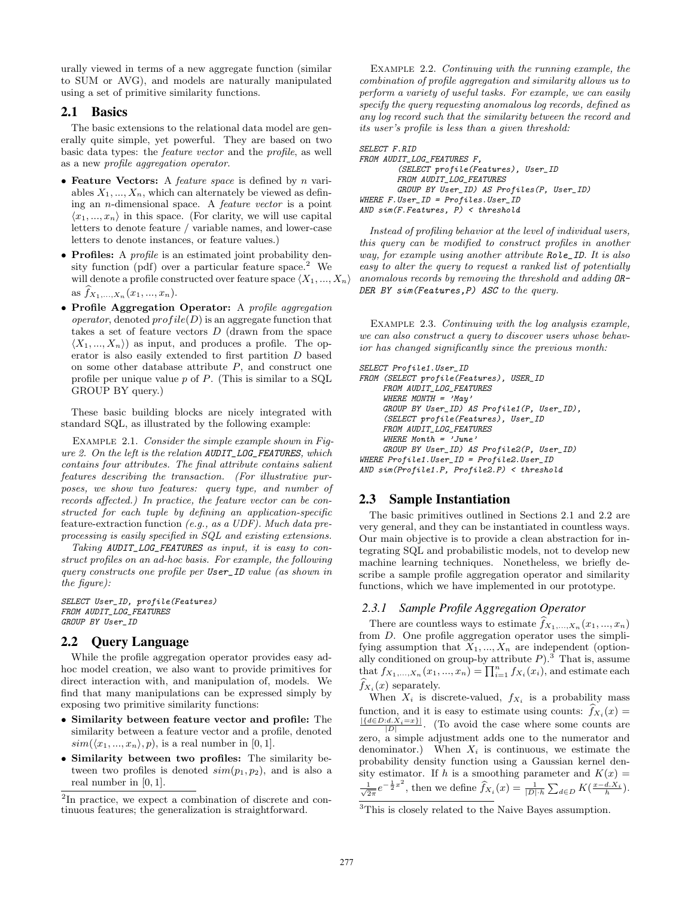urally viewed in terms of a new aggregate function (similar to SUM or AVG), and models are naturally manipulated using a set of primitive similarity functions.

## 2.1 Basics

The basic extensions to the relational data model are generally quite simple, yet powerful. They are based on two basic data types: the *feature vector* and the *profile*, as well as a new *profile aggregation operator*.

- **Feature Vectors:** A *feature space* is defined by $n$ variables $X_1, ..., X_n$, which can alternately be viewed as defining an $n$-dimensional space. A *feature vector* is a point $\langle x_1, ..., x_n \rangle$ in this space. (For clarity, we will use capital letters to denote feature / variable names, and lower-case letters to denote instances, or feature values.)
- **Profiles:** A *profile* is an estimated joint probability density function (pdf) over a particular feature space.[2] We will denote a profile constructed over feature space $\langle X_1, ..., X_n \rangle$ as $\widehat{f}_{X_1,...,X_n}(x_1, ..., x_n)$.
- **Profile Aggregation Operator:** A *profile aggregation operator*, denoted $profile(D)$ is an aggregate function that takes a set of feature vectors $D$ (drawn from the space $\langle X_1, ..., X_n \rangle$) as input, and produces a profile. The operator is also easily extended to first partition $D$ based on some other database attribute $P$, and construct one profile per unique value $p$ of $P$. (This is similar to a SQL GROUP BY query.)

These basic building blocks are nicely integrated with standard SQL, as illustrated by the following example:

Example 2.1. *Consider the simple example shown in Figure 2. On the left is the relation AUDIT_LOG_FEATURES, which contains four attributes. The final attribute contains salient features describing the transaction. (For illustrative purposes, we show two features: query type, and number of records affected.) In practice, the feature vector can be constructed for each tuple by defining an application-specific* feature-extraction function *(e.g., as a UDF). Much data preprocessing is easily specified in SQL and existing extensions.*

*Taking AUDIT_LOG_FEATURES as input, it is easy to construct profiles on an ad-hoc basis. For example, the following query constructs one profile per User_ID value (as shown in the figure):*

```
SELECT User_ID, profile(Features)
FROM AUDIT_LOG_FEATURES
GROUP BY User_ID
```

## 2.2 Query Language

While the profile aggregation operator provides easy ad-hoc model creation, we also want to provide primitives for direct interaction with, and manipulation of, models. We find that many manipulations can be expressed simply by exposing two primitive similarity functions:

- **Similarity between feature vector and profile:** The similarity between a feature vector and a profile, denoted $sim(\langle x_1, ..., x_n \rangle, p)$, is a real number in $[0, 1]$.
- **Similarity between two profiles:** The similarity between two profiles is denoted $sim(p_1, p_2)$, and is also a real number in $[0, 1]$.

[2]In practice, we expect a combination of discrete and continuous features; the generalization is straightforward.

Example 2.2. *Continuing with the running example, the combination of profile aggregation and similarity allows us to perform a variety of useful tasks. For example, we can easily specify the query requesting anomalous log records, defined as any log record such that the similarity between the record and its user's profile is less than a given threshold:*

```
SELECT F.RID
FROM AUDIT_LOG_FEATURES F,
        (SELECT profile(Features), User_ID
        FROM AUDIT_LOG_FEATURES
        GROUP BY User_ID) AS Profiles(P, User_ID)
WHERE F.User_ID = Profiles.User_ID
AND sim(F.Features, P) < threshold
```

*Instead of profiling behavior at the level of individual users, this query can be modified to construct profiles in another way, for example using another attribute Role_ID. It is also easy to alter the query to request a ranked list of potentially anomalous records by removing the threshold and adding ORDER BY sim(Features,P) ASC to the query.*

Example 2.3. *Continuing with the log analysis example, we can also construct a query to discover users whose behavior has changed significantly since the previous month:*

```
SELECT Profile1.User_ID
FROM (SELECT profile(Features), USER_ID
     FROM AUDIT_LOG_FEATURES
     WHERE MONTH = 'May'
     GROUP BY User_ID) AS Profile1(P, User_ID),
     (SELECT profile(Features), User_ID
     FROM AUDIT_LOG_FEATURES
     WHERE Month = 'June'
     GROUP BY User_ID) AS Profile2(P, User_ID)
WHERE Profile1.User_ID = Profile2.User_ID
AND sim(Profile1.P, Profile2.P) < threshold
```

## 2.3 Sample Instantiation

The basic primitives outlined in Sections 2.1 and 2.2 are very general, and they can be instantiated in countless ways. Our main objective is to provide a clean abstraction for integrating SQL and probabilistic models, not to develop new machine learning techniques. Nonetheless, we briefly describe a sample profile aggregation operator and similarity functions, which we have implemented in our prototype.

### 2.3.1 Sample Profile Aggregation Operator

There are countless ways to estimate $\widehat{f}_{X_1,...,X_n}(x_1, ..., x_n)$ from $D$. One profile aggregation operator uses the simplifying assumption that $X_1, ..., X_n$ are independent (optionally conditioned on group-by attribute $P$).[3] That is, assume that $f_{X_1,...,X_n}(x_1, ..., x_n) = \prod_{i=1}^{n} f_{X_i}(x_i)$, and estimate each $\widehat{f}_{X_i}(x)$ separately.

When $X_i$ is discrete-valued, $f_{X_i}$ is a probability mass function, and it is easy to estimate using counts: $\widehat{f}_{X_i}(x) = \frac{|\{d \in D: d.X_i = x\}|}{|D|}$. (To avoid the case where some counts are zero, a simple adjustment adds one to the numerator and denominator.) When $X_i$ is continuous, we estimate the probability density function using a Gaussian kernel density estimator. If $h$ is a smoothing parameter and $K(x) = \frac{1}{\sqrt{2\pi}} e^{-\frac{1}{2}x^2}$, then we define $\widehat{f}_{X_i}(x) = \frac{1}{|D| \cdot h} \sum_{d \in D} K(\frac{x - d.X_i}{h})$.

[3]This is closely related to the Naive Bayes assumption.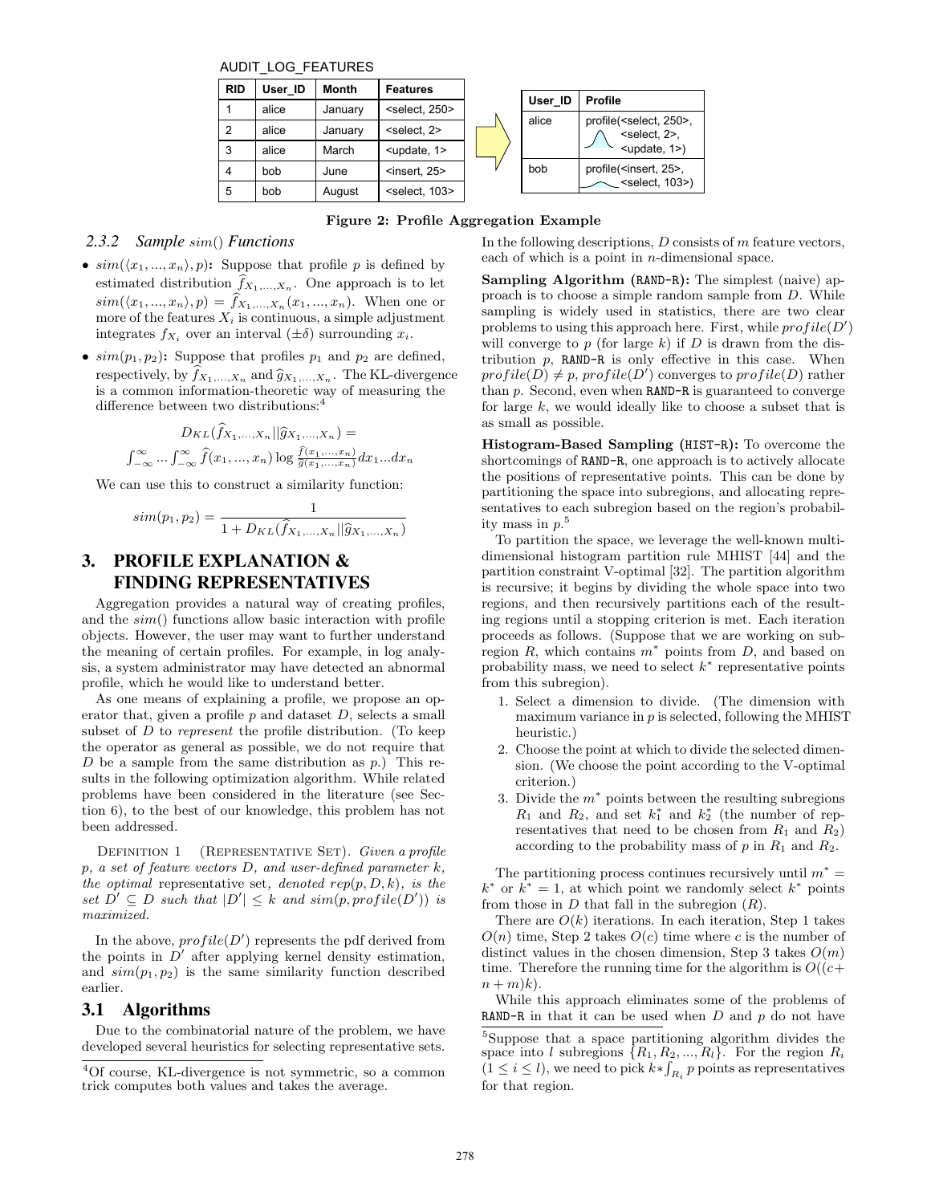AUDIT_LOG_FEATURES

| RID | User_ID | Month | Features |
|---|---|---|---|
| 1 | alice | January | <select, 250> |
| 2 | alice | January | <select, 2> |
| 3 | alice | March | <update, 1> |
| 4 | bob | June | <insert, 25> |
| 5 | bob | August | <select, 103> |

| User_ID | Profile |
|---|---|
| alice | profile(<select, 250>, <select, 2>, <update, 1>) |
| bob | profile(<insert, 25>, <select, 103>) |

**Figure 2: Profile Aggregation Example**

### 2.3.2 Sample $sim()$ Functions

- $sim(\langle x_1, ..., x_n \rangle, p)$**:** Suppose that profile $p$ is defined by estimated distribution $\widehat{f}_{X_1,...,X_n}$. One approach is to let $sim(\langle x_1, ..., x_n \rangle, p) = \widehat{f}_{X_1,...,X_n}(x_1, ..., x_n)$. When one or more of the features $X_i$ is continuous, a simple adjustment integrates $f_{X_i}$ over an interval $(\pm\delta)$ surrounding $x_i$.
- $sim(p_1, p_2)$**:** Suppose that profiles $p_1$ and $p_2$ are defined, respectively, by $\widehat{f}_{X_1,...,X_n}$ and $\widehat{g}_{X_1,...,X_n}$. The KL-divergence is a common information-theoretic way of measuring the difference between two distributions:[4]

$$D_{KL}(\widehat{f}_{X_1,...,X_n} || \widehat{g}_{X_1,...,X_n}) =$$
$$\int_{-\infty}^{\infty} ... \int_{-\infty}^{\infty} \widehat{f}(x_1, ..., x_n) \log \frac{\widehat{f}(x_1,...,x_n)}{\widehat{g}(x_1,...,x_n)} dx_1...dx_n$$

We can use this to construct a similarity function:

$$sim(p_1, p_2) = \frac{1}{1 + D_{KL}(\widehat{f}_{X_1,...,X_n} || \widehat{g}_{X_1,...,X_n})}$$

## 3. PROFILE EXPLANATION & FINDING REPRESENTATIVES

Aggregation provides a natural way of creating profiles, and the $sim()$ functions allow basic interaction with profile objects. However, the user may want to further understand the meaning of certain profiles. For example, in log analysis, a system administrator may have detected an abnormal profile, which he would like to understand better.

As one means of explaining a profile, we propose an operator that, given a profile $p$ and dataset $D$, selects a small subset of $D$ to *represent* the profile distribution. (To keep the operator as general as possible, we do not require that $D$ be a sample from the same distribution as $p$.) This results in the following optimization algorithm. While related problems have been considered in the literature (see Section 6), to the best of our knowledge, this problem has not been addressed.

Definition 1 (Representative Set). *Given a profile $p$, a set of feature vectors $D$, and user-defined parameter $k$, the optimal* representative set, *denoted $rep(p, D, k)$, is the set $D' \subseteq D$ such that $|D'| \leq k$ and $sim(p, profile(D'))$ is maximized.*

In the above, $profile(D')$ represents the pdf derived from the points in $D'$ after applying kernel density estimation, and $sim(p_1, p_2)$ is the same similarity function described earlier.

### 3.1 Algorithms

Due to the combinatorial nature of the problem, we have developed several heuristics for selecting representative sets.

In the following descriptions, $D$ consists of $m$ feature vectors, each of which is a point in $n$-dimensional space.

**Sampling Algorithm (`RAND-R`):** The simplest (naive) approach is to choose a simple random sample from $D$. While sampling is widely used in statistics, there are two clear problems to using this approach here. First, while $profile(D')$ will converge to $p$ (for large $k$) if $D$ is drawn from the distribution $p$, `RAND-R` is only effective in this case. When $profile(D) \neq p$, $profile(D')$ converges to $profile(D)$ rather than $p$. Second, even when `RAND-R` is guaranteed to converge for large $k$, we would ideally like to choose a subset that is as small as possible.

**Histogram-Based Sampling (`HIST-R`):** To overcome the shortcomings of `RAND-R`, one approach is to actively allocate the positions of representative points. This can be done by partitioning the space into subregions, and allocating representatives to each subregion based on the region's probability mass in $p$.[5]

To partition the space, we leverage the well-known multidimensional histogram partition rule MHIST [44] and the partition constraint V-optimal [32]. The partition algorithm is recursive; it begins by dividing the whole space into two regions, and then recursively partitions each of the resulting regions until a stopping criterion is met. Each iteration proceeds as follows. (Suppose that we are working on subregion $R$, which contains $m^*$ points from $D$, and based on probability mass, we need to select $k^*$ representative points from this subregion).

1. Select a dimension to divide. (The dimension with maximum variance in $p$ is selected, following the MHIST heuristic.)
2. Choose the point at which to divide the selected dimension. (We choose the point according to the V-optimal criterion.)
3. Divide the $m^*$ points between the resulting subregions $R_1$ and $R_2$, and set $k_1^*$ and $k_2^*$ (the number of representatives that need to be chosen from $R_1$ and $R_2$) according to the probability mass of $p$ in $R_1$ and $R_2$.

The partitioning process continues recursively until $m^* = k^*$ or $k^* = 1$, at which point we randomly select $k^*$ points from those in $D$ that fall in the subregion ($R$).

There are $O(k)$ iterations. In each iteration, Step 1 takes $O(n)$ time, Step 2 takes $O(c)$ time where $c$ is the number of distinct values in the chosen dimension, Step 3 takes $O(m)$ time. Therefore the running time for the algorithm is $O((c + n + m)k)$.

While this approach eliminates some of the problems of `RAND-R` in that it can be used when $D$ and $p$ do not have

[4] Of course, KL-divergence is not symmetric, so a common trick computes both values and takes the average.

[5] Suppose that a space partitioning algorithm divides the space into $l$ subregions $\{R_1, R_2, ..., R_l\}$. For the region $R_i$ $(1 \leq i \leq l)$, we need to pick $k * \int_{R_i} p$ points as representatives for that region.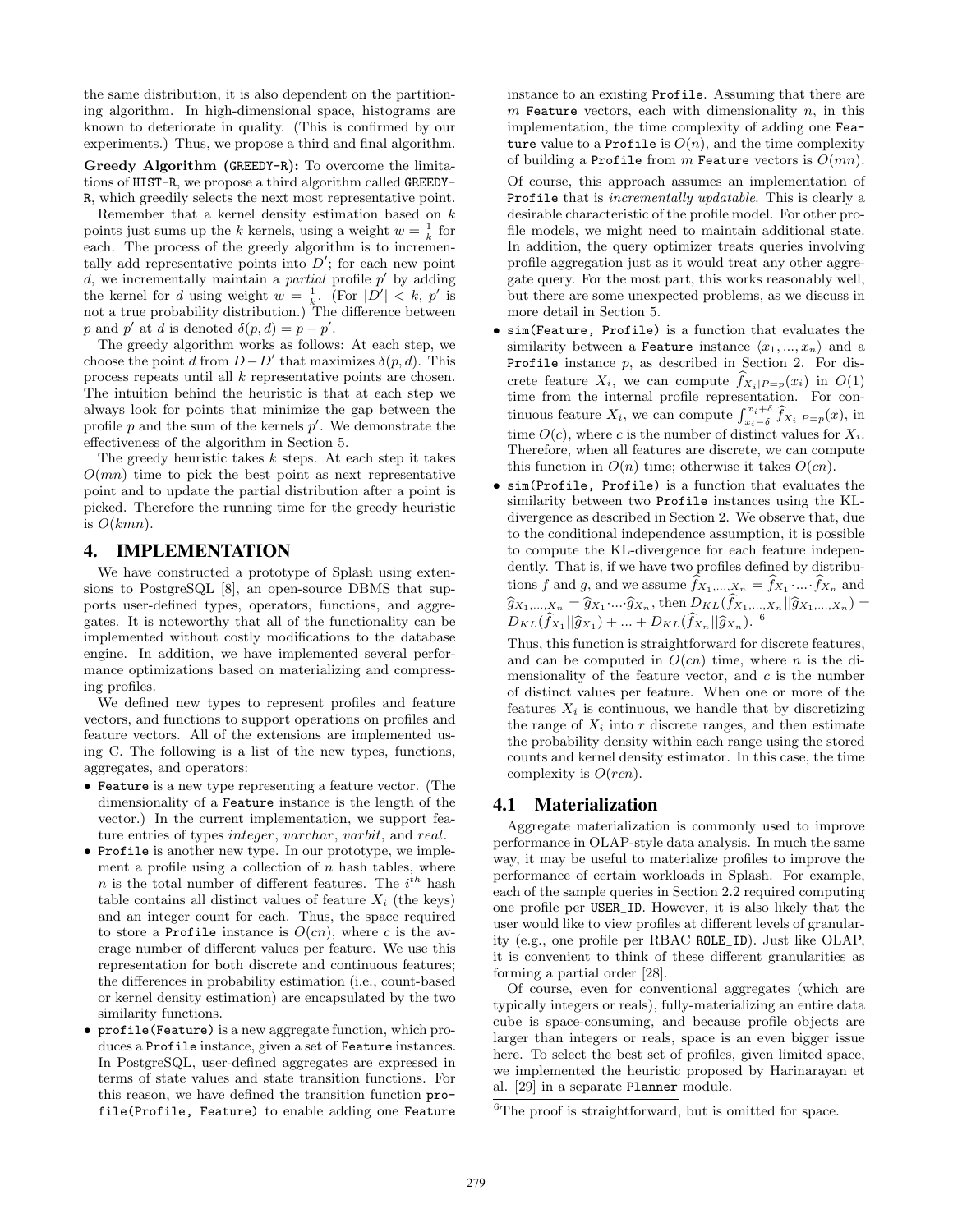the same distribution, it is also dependent on the partitioning algorithm. In high-dimensional space, histograms are known to deteriorate in quality. (This is confirmed by our experiments.) Thus, we propose a third and final algorithm.

**Greedy Algorithm (GREEDY-R):** To overcome the limitations of HIST-R, we propose a third algorithm called GREEDY-R, which greedily selects the next most representative point.

Remember that a kernel density estimation based on $k$ points just sums up the $k$ kernels, using a weight $w = \frac{1}{k}$ for each. The process of the greedy algorithm is to incrementally add representative points into $D'$; for each new point $d$, we incrementally maintain a *partial* profile $p'$ by adding the kernel for $d$ using weight $w = \frac{1}{k}$. (For $|D'| < k$, $p'$ is not a true probability distribution.) The difference between $p$ and $p'$ at $d$ is denoted $\delta(p, d) = p - p'$.

The greedy algorithm works as follows: At each step, we choose the point $d$ from $D - D'$ that maximizes $\delta(p, d)$. This process repeats until all $k$ representative points are chosen. The intuition behind the heuristic is that at each step we always look for points that minimize the gap between the profile $p$ and the sum of the kernels $p'$. We demonstrate the effectiveness of the algorithm in Section 5.

The greedy heuristic takes $k$ steps. At each step it takes $O(mn)$ time to pick the best point as next representative point and to update the partial distribution after a point is picked. Therefore the running time for the greedy heuristic is $O(kmn)$.

# 4. IMPLEMENTATION

We have constructed a prototype of Splash using extensions to PostgreSQL [8], an open-source DBMS that supports user-defined types, operators, functions, and aggregates. It is noteworthy that all of the functionality can be implemented without costly modifications to the database engine. In addition, we have implemented several performance optimizations based on materializing and compressing profiles.

We defined new types to represent profiles and feature vectors, and functions to support operations on profiles and feature vectors. All of the extensions are implemented using C. The following is a list of the new types, functions, aggregates, and operators:

- Feature is a new type representing a feature vector. (The dimensionality of a Feature instance is the length of the vector.) In the current implementation, we support feature entries of types *integer*, *varchar*, *varbit*, and *real*.
- Profile is another new type. In our prototype, we implement a profile using a collection of $n$ hash tables, where $n$ is the total number of different features. The $i^{th}$ hash table contains all distinct values of feature $X_i$ (the keys) and an integer count for each. Thus, the space required to store a Profile instance is $O(cn)$, where $c$ is the average number of different values per feature. We use this representation for both discrete and continuous features; the differences in probability estimation (i.e., count-based or kernel density estimation) are encapsulated by the two similarity functions.
- profile(Feature) is a new aggregate function, which produces a Profile instance, given a set of Feature instances. In PostgreSQL, user-defined aggregates are expressed in terms of state values and state transition functions. For this reason, we have defined the transition function profile(Profile, Feature) to enable adding one Feature instance to an existing Profile. Assuming that there are $m$ Feature vectors, each with dimensionality $n$, in this implementation, the time complexity of adding one Feature value to a Profile is $O(n)$, and the time complexity of building a Profile from $m$ Feature vectors is $O(mn)$.

  Of course, this approach assumes an implementation of Profile that is *incrementally updatable*. This is clearly a desirable characteristic of the profile model. For other profile models, we might need to maintain additional state. In addition, the query optimizer treats queries involving profile aggregation just as it would treat any other aggregate query. For the most part, this works reasonably well, but there are some unexpected problems, as we discuss in more detail in Section 5.
- sim(Feature, Profile) is a function that evaluates the similarity between a Feature instance $\langle x_1, ..., x_n \rangle$ and a Profile instance $p$, as described in Section 2. For discrete feature $X_i$, we can compute $\widehat{f}_{X_i|P=p}(x_i)$ in $O(1)$ time from the internal profile representation. For continuous feature $X_i$, we can compute $\int_{x_i-\delta}^{x_i+\delta} \widehat{f}_{X_i|P=p}(x)$, in time $O(c)$, where $c$ is the number of distinct values for $X_i$. Therefore, when all features are discrete, we can compute this function in $O(n)$ time; otherwise it takes $O(cn)$.
- sim(Profile, Profile) is a function that evaluates the similarity between two Profile instances using the KL-divergence as described in Section 2. We observe that, due to the conditional independence assumption, it is possible to compute the KL-divergence for each feature independently. That is, if we have two profiles defined by distributions $f$ and $g$, and we assume $\widehat{f}_{X_1,...,X_n} = \widehat{f}_{X_1} \cdot ... \cdot \widehat{f}_{X_n}$ and $\widehat{g}_{X_1,...,X_n} = \widehat{g}_{X_1} \cdot ... \cdot \widehat{g}_{X_n}$, then $D_{KL}(\widehat{f}_{X_1,...,X_n} || \widehat{g}_{X_1,...,X_n}) = D_{KL}(\widehat{f}_{X_1} || \widehat{g}_{X_1}) + ... + D_{KL}(\widehat{f}_{X_n} || \widehat{g}_{X_n})$. [6]

  Thus, this function is straightforward for discrete features, and can be computed in $O(cn)$ time, where $n$ is the dimensionality of the feature vector, and $c$ is the number of distinct values per feature. When one or more of the features $X_i$ is continuous, we handle that by discretizing the range of $X_i$ into $r$ discrete ranges, and then estimate the probability density within each range using the stored counts and kernel density estimator. In this case, the time complexity is $O(rcn)$.

## 4.1 Materialization

Aggregate materialization is commonly used to improve performance in OLAP-style data analysis. In much the same way, it may be useful to materialize profiles to improve the performance of certain workloads in Splash. For example, each of the sample queries in Section 2.2 required computing one profile per USER_ID. However, it is also likely that the user would like to view profiles at different levels of granularity (e.g., one profile per RBAC ROLE_ID). Just like OLAP, it is convenient to think of these different granularities as forming a partial order [28].

Of course, even for conventional aggregates (which are typically integers or reals), fully-materializing an entire data cube is space-consuming, and because profile objects are larger than integers or reals, space is an even bigger issue here. To select the best set of profiles, given limited space, we implemented the heuristic proposed by Harinarayan et al. [29] in a separate Planner module.

[6] The proof is straightforward, but is omitted for space.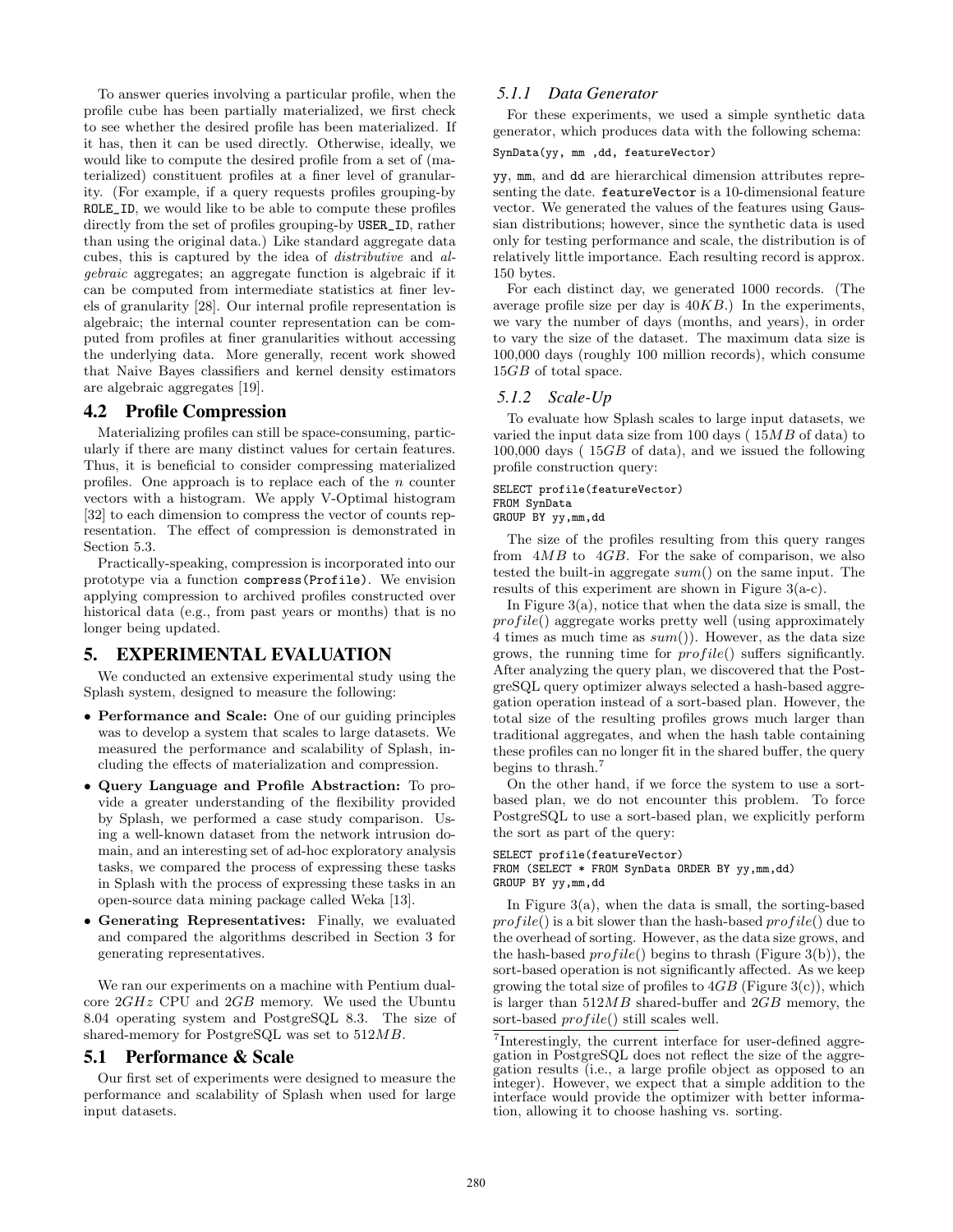To answer queries involving a particular profile, when the profile cube has been partially materialized, we first check to see whether the desired profile has been materialized. If it has, then it can be used directly. Otherwise, ideally, we would like to compute the desired profile from a set of (materialized) constituent profiles at a finer level of granularity. (For example, if a query requests profiles grouping-by ROLE_ID, we would like to be able to compute these profiles directly from the set of profiles grouping-by USER_ID, rather than using the original data.) Like standard aggregate data cubes, this is captured by the idea of *distributive* and *algebraic* aggregates; an aggregate function is algebraic if it can be computed from intermediate statistics at finer levels of granularity [28]. Our internal profile representation is algebraic; the internal counter representation can be computed from profiles at finer granularities without accessing the underlying data. More generally, recent work showed that Naive Bayes classifiers and kernel density estimators are algebraic aggregates [19].

## 4.2 Profile Compression

Materializing profiles can still be space-consuming, particularly if there are many distinct values for certain features. Thus, it is beneficial to consider compressing materialized profiles. One approach is to replace each of the $n$ counter vectors with a histogram. We apply V-Optimal histogram [32] to each dimension to compress the vector of counts representation. The effect of compression is demonstrated in Section 5.3.

Practically-speaking, compression is incorporated into our prototype via a function `compress(Profile)`. We envision applying compression to archived profiles constructed over historical data (e.g., from past years or months) that is no longer being updated.

# 5. EXPERIMENTAL EVALUATION

We conducted an extensive experimental study using the Splash system, designed to measure the following:

- **Performance and Scale:** One of our guiding principles was to develop a system that scales to large datasets. We measured the performance and scalability of Splash, including the effects of materialization and compression.
- **Query Language and Profile Abstraction:** To provide a greater understanding of the flexibility provided by Splash, we performed a case study comparison. Using a well-known dataset from the network intrusion domain, and an interesting set of ad-hoc exploratory analysis tasks, we compared the process of expressing these tasks in Splash with the process of expressing these tasks in an open-source data mining package called Weka [13].
- **Generating Representatives:** Finally, we evaluated and compared the algorithms described in Section 3 for generating representatives.

We ran our experiments on a machine with Pentium dual-core $2GHz$ CPU and $2GB$ memory. We used the Ubuntu 8.04 operating system and PostgreSQL 8.3. The size of shared-memory for PostgreSQL was set to $512MB$.

## 5.1 Performance & Scale

Our first set of experiments were designed to measure the performance and scalability of Splash when used for large input datasets.

### 5.1.1 Data Generator

For these experiments, we used a simple synthetic data generator, which produces data with the following schema:

```
SynData(yy, mm ,dd, featureVector)
```

yy, mm, and dd are hierarchical dimension attributes representing the date. featureVector is a 10-dimensional feature vector. We generated the values of the features using Gaussian distributions; however, since the synthetic data is used only for testing performance and scale, the distribution is of relatively little importance. Each resulting record is approx. 150 bytes.

For each distinct day, we generated 1000 records. (The average profile size per day is $40KB$.) In the experiments, we vary the number of days (months, and years), in order to vary the size of the dataset. The maximum data size is 100,000 days (roughly 100 million records), which consume $15GB$ of total space.

### 5.1.2 Scale-Up

To evaluate how Splash scales to large input datasets, we varied the input data size from 100 days ( $15MB$ of data) to 100,000 days ( $15GB$ of data), and we issued the following profile construction query:

```
SELECT profile(featureVector)
FROM SynData
GROUP BY yy,mm,dd
```

The size of the profiles resulting from this query ranges from $4MB$ to $4GB$. For the sake of comparison, we also tested the built-in aggregate $sum()$ on the same input. The results of this experiment are shown in Figure 3(a-c).

In Figure 3(a), notice that when the data size is small, the $profile()$ aggregate works pretty well (using approximately 4 times as much time as $sum()$). However, as the data size grows, the running time for $profile()$ suffers significantly. After analyzing the query plan, we discovered that the PostgreSQL query optimizer always selected a hash-based aggregation operation instead of a sort-based plan. However, the total size of the resulting profiles grows much larger than traditional aggregates, and when the hash table containing these profiles can no longer fit in the shared buffer, the query begins to thrash.[7]

On the other hand, if we force the system to use a sort-based plan, we do not encounter this problem. To force PostgreSQL to use a sort-based plan, we explicitly perform the sort as part of the query:

```
SELECT profile(featureVector)
FROM (SELECT * FROM SynData ORDER BY yy,mm,dd)
GROUP BY yy,mm,dd
```

In Figure 3(a), when the data is small, the sorting-based $profile()$ is a bit slower than the hash-based $profile()$ due to the overhead of sorting. However, as the data size grows, and the hash-based $profile()$ begins to thrash (Figure 3(b)), the sort-based operation is not significantly affected. As we keep growing the total size of profiles to $4GB$ (Figure 3(c)), which is larger than $512MB$ shared-buffer and $2GB$ memory, the sort-based $profile()$ still scales well.

[7] Interestingly, the current interface for user-defined aggregation in PostgreSQL does not reflect the size of the aggregation results (i.e., a large profile object as opposed to an integer). However, we expect that a simple addition to the interface would provide the optimizer with better information, allowing it to choose hashing vs. sorting.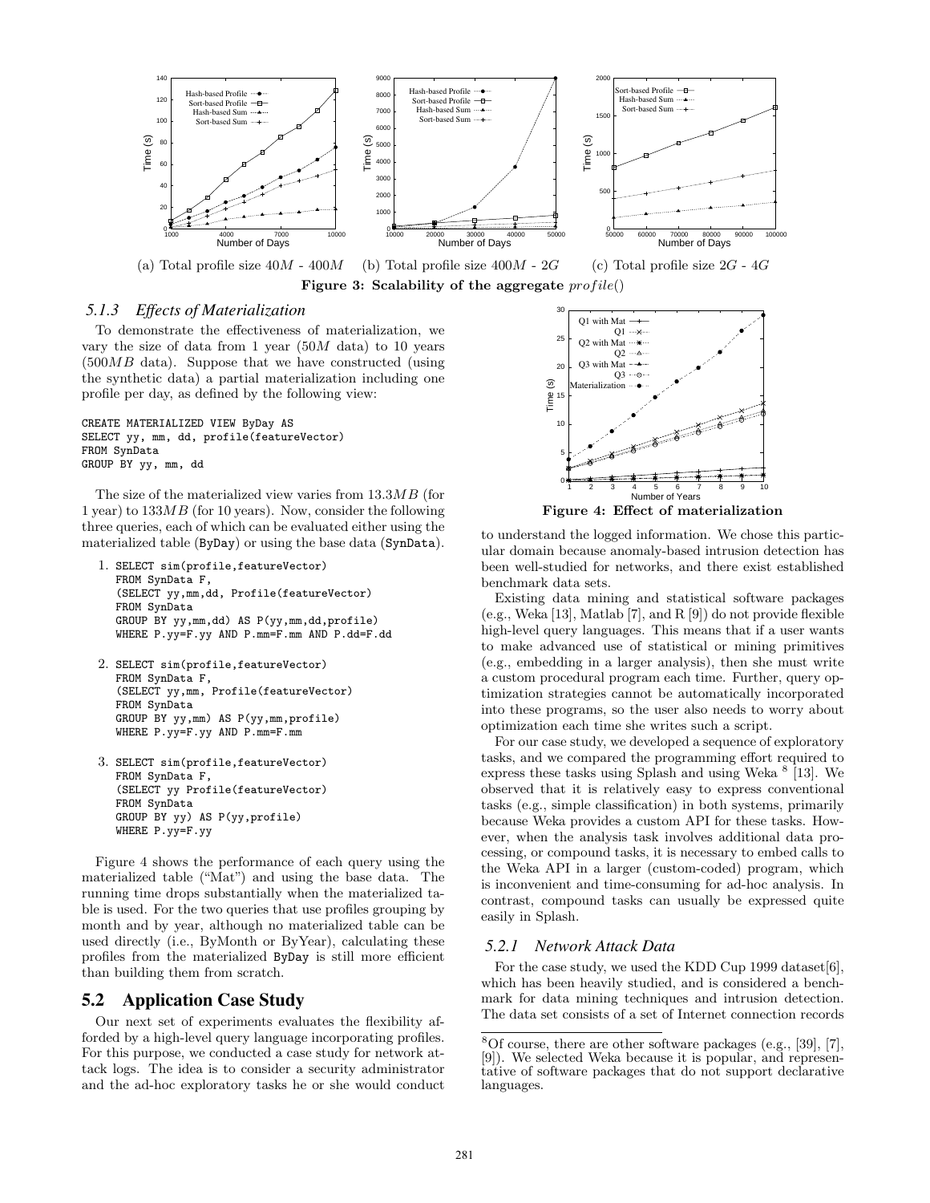(a) Total profile size $40M$ - $400M$ (b) Total profile size $400M$ - $2G$ (c) Total profile size $2G$ - $4G$

**Figure 3: Scalability of the aggregate $profile()$**

### *5.1.3 Effects of Materialization*

To demonstrate the effectiveness of materialization, we vary the size of data from 1 year ($50M$ data) to 10 years ($500MB$ data). Suppose that we have constructed (using the synthetic data) a partial materialization including one profile per day, as defined by the following view:

```
CREATE MATERIALIZED VIEW ByDay AS
SELECT yy, mm, dd, profile(featureVector)
FROM SynData
GROUP BY yy, mm, dd
```

The size of the materialized view varies from $13.3MB$ (for 1 year) to $133MB$ (for 10 years). Now, consider the following three queries, each of which can be evaluated either using the materialized table (ByDay) or using the base data (SynData).

1. ```
   SELECT sim(profile,featureVector)
   FROM SynData F,
   (SELECT yy,mm,dd, Profile(featureVector)
   FROM SynData
   GROUP BY yy,mm,dd) AS P(yy,mm,dd,profile)
   WHERE P.yy=F.yy AND P.mm=F.mm AND P.dd=F.dd
   ```

2. ```
   SELECT sim(profile,featureVector)
   FROM SynData F,
   (SELECT yy,mm, Profile(featureVector)
   FROM SynData
   GROUP BY yy,mm) AS P(yy,mm,profile)
   WHERE P.yy=F.yy AND P.mm=F.mm
   ```

3. ```
   SELECT sim(profile,featureVector)
   FROM SynData F,
   (SELECT yy Profile(featureVector)
   FROM SynData
   GROUP BY yy) AS P(yy,profile)
   WHERE P.yy=F.yy
   ```

Figure 4 shows the performance of each query using the materialized table ("Mat") and using the base data. The running time drops substantially when the materialized table is used. For the two queries that use profiles grouping by month and by year, although no materialized table can be used directly (i.e., ByMonth or ByYear), calculating these profiles from the materialized ByDay is still more efficient than building them from scratch.

**Figure 4: Effect of materialization**

## 5.2 Application Case Study

Our next set of experiments evaluates the flexibility afforded by a high-level query language incorporating profiles. For this purpose, we conducted a case study for network attack logs. The idea is to consider a security administrator and the ad-hoc exploratory tasks he or she would conduct to understand the logged information. We chose this particular domain because anomaly-based intrusion detection has been well-studied for networks, and there exist established benchmark data sets.

Existing data mining and statistical software packages (e.g., Weka [13], Matlab [7], and R [9]) do not provide flexible high-level query languages. This means that if a user wants to make advanced use of statistical or mining primitives (e.g., embedding in a larger analysis), then she must write a custom procedural program each time. Further, query optimization strategies cannot be automatically incorporated into these programs, so the user also needs to worry about optimization each time she writes such a script.

For our case study, we developed a sequence of exploratory tasks, and we compared the programming effort required to express these tasks using Splash and using Weka [8] [13]. We observed that it is relatively easy to express conventional tasks (e.g., simple classification) in both systems, primarily because Weka provides a custom API for these tasks. However, when the analysis task involves additional data processing, or compound tasks, it is necessary to embed calls to the Weka API in a larger (custom-coded) program, which is inconvenient and time-consuming for ad-hoc analysis. In contrast, compound tasks can usually be expressed quite easily in Splash.

### *5.2.1 Network Attack Data*

For the case study, we used the KDD Cup 1999 dataset[6], which has been heavily studied, and is considered a benchmark for data mining techniques and intrusion detection. The data set consists of a set of Internet connection records

[8] Of course, there are other software packages (e.g., [39], [7], [9]). We selected Weka because it is popular, and representative of software packages that do not support declarative languages.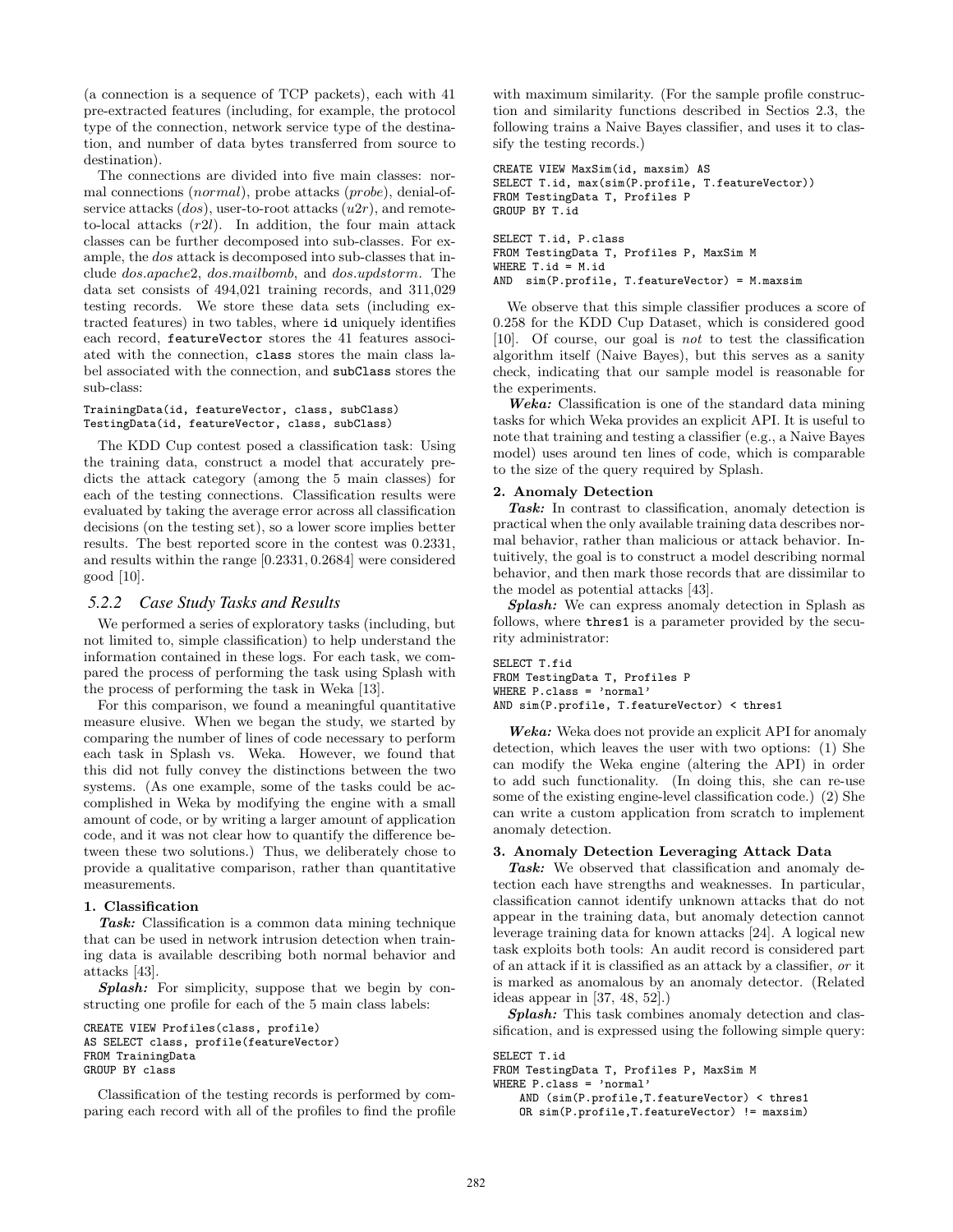(a connection is a sequence of TCP packets), each with 41 pre-extracted features (including, for example, the protocol type of the connection, network service type of the destination, and number of data bytes transferred from source to destination).

The connections are divided into five main classes: normal connections (*normal*), probe attacks (*probe*), denial-of-service attacks (*dos*), user-to-root attacks (*u2r*), and remote-to-local attacks (*r2l*). In addition, the four main attack classes can be further decomposed into sub-classes. For example, the *dos* attack is decomposed into sub-classes that include *dos.apache2*, *dos.mailbomb*, and *dos.updstorm*. The data set consists of 494,021 training records, and 311,029 testing records. We store these data sets (including extracted features) in two tables, where `id` uniquely identifies each record, `featureVector` stores the 41 features associated with the connection, `class` stores the main class label associated with the connection, and `subClass` stores the sub-class:

```
TrainingData(id, featureVector, class, subClass)
TestingData(id, featureVector, class, subClass)
```

The KDD Cup contest posed a classification task: Using the training data, construct a model that accurately predicts the attack category (among the 5 main classes) for each of the testing connections. Classification results were evaluated by taking the average error across all classification decisions (on the testing set), so a lower score implies better results. The best reported score in the contest was 0.2331, and results within the range [0.2331, 0.2684] were considered good [10].

### 5.2.2 Case Study Tasks and Results

We performed a series of exploratory tasks (including, but not limited to, simple classification) to help understand the information contained in these logs. For each task, we compared the process of performing the task using Splash with the process of performing the task in Weka [13].

For this comparison, we found a meaningful quantitative measure elusive. When we began the study, we started by comparing the number of lines of code necessary to perform each task in Splash vs. Weka. However, we found that this did not fully convey the distinctions between the two systems. (As one example, some of the tasks could be accomplished in Weka by modifying the engine with a small amount of code, or by writing a larger amount of application code, and it was not clear how to quantify the difference between these two solutions.) Thus, we deliberately chose to provide a qualitative comparison, rather than quantitative measurements.

**1. Classification**

***Task:*** Classification is a common data mining technique that can be used in network intrusion detection when training data is available describing both normal behavior and attacks [43].

***Splash:*** For simplicity, suppose that we begin by constructing one profile for each of the 5 main class labels:

```
CREATE VIEW Profiles(class, profile)
AS SELECT class, profile(featureVector)
FROM TrainingData
GROUP BY class
```

Classification of the testing records is performed by comparing each record with all of the profiles to find the profile with maximum similarity. (For the sample profile construction and similarity functions described in Sectios 2.3, the following trains a Naive Bayes classifier, and uses it to classify the testing records.)

```
CREATE VIEW MaxSim(id, maxsim) AS
SELECT T.id, max(sim(P.profile, T.featureVector))
FROM TestingData T, Profiles P
GROUP BY T.id

SELECT T.id, P.class
FROM TestingData T, Profiles P, MaxSim M
WHERE T.id = M.id
AND  sim(P.profile, T.featureVector) = M.maxsim
```

We observe that this simple classifier produces a score of 0.258 for the KDD Cup Dataset, which is considered good [10]. Of course, our goal is *not* to test the classification algorithm itself (Naive Bayes), but this serves as a sanity check, indicating that our sample model is reasonable for the experiments.

***Weka:*** Classification is one of the standard data mining tasks for which Weka provides an explicit API. It is useful to note that training and testing a classifier (e.g., a Naive Bayes model) uses around ten lines of code, which is comparable to the size of the query required by Splash.

**2. Anomaly Detection**

***Task:*** In contrast to classification, anomaly detection is practical when the only available training data describes normal behavior, rather than malicious or attack behavior. Intuitively, the goal is to construct a model describing normal behavior, and then mark those records that are dissimilar to the model as potential attacks [43].

***Splash:*** We can express anomaly detection in Splash as follows, where `thres1` is a parameter provided by the security administrator:

```
SELECT T.fid
FROM TestingData T, Profiles P
WHERE P.class = 'normal'
AND sim(P.profile, T.featureVector) < thres1
```

***Weka:*** Weka does not provide an explicit API for anomaly detection, which leaves the user with two options: (1) She can modify the Weka engine (altering the API) in order to add such functionality. (In doing this, she can re-use some of the existing engine-level classification code.) (2) She can write a custom application from scratch to implement anomaly detection.

**3. Anomaly Detection Leveraging Attack Data**

***Task:*** We observed that classification and anomaly detection each have strengths and weaknesses. In particular, classification cannot identify unknown attacks that do not appear in the training data, but anomaly detection cannot leverage training data for known attacks [24]. A logical new task exploits both tools: An audit record is considered part of an attack if it is classified as an attack by a classifier, *or* it is marked as anomalous by an anomaly detector. (Related ideas appear in [37, 48, 52].)

***Splash:*** This task combines anomaly detection and classification, and is expressed using the following simple query:

```
SELECT T.id
FROM TestingData T, Profiles P, MaxSim M
WHERE P.class = 'normal'
    AND (sim(P.profile,T.featureVector) < thres1
    OR sim(P.profile,T.featureVector) != maxsim)
```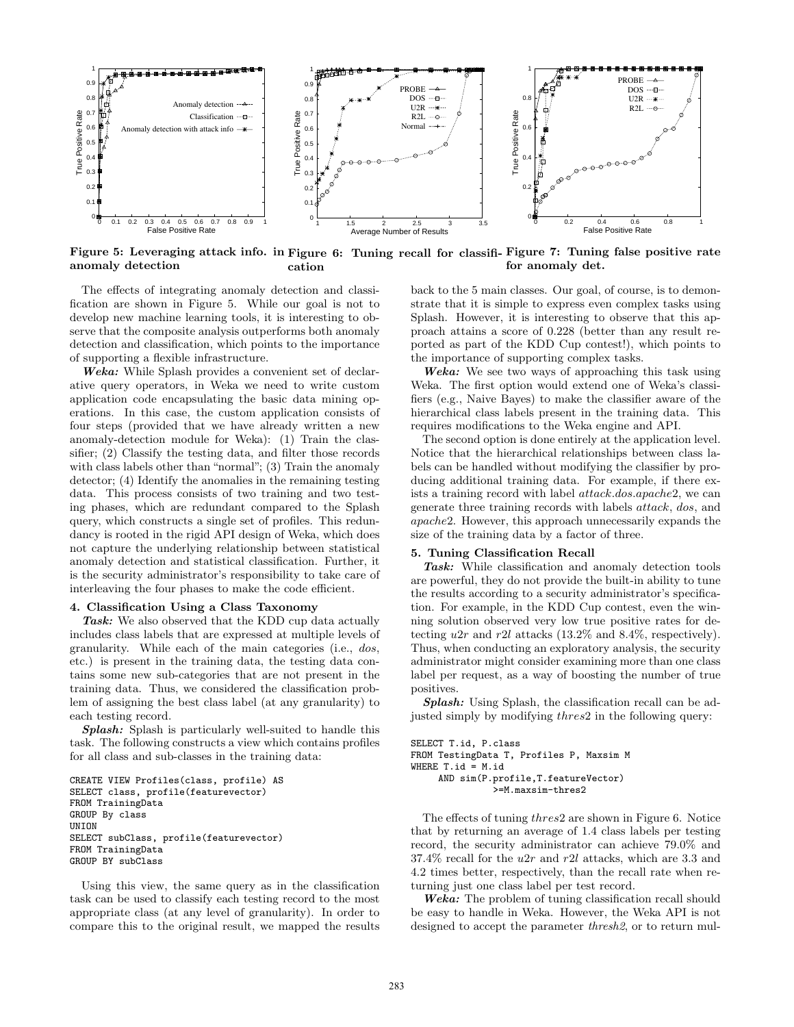Figure 5: Leveraging attack info. in anomaly detection

Figure 6: Tuning recall for classification

Figure 7: Tuning false positive rate for anomaly det.

The effects of integrating anomaly detection and classification are shown in Figure 5. While our goal is not to develop new machine learning tools, it is interesting to observe that the composite analysis outperforms both anomaly detection and classification, which points to the importance of supporting a flexible infrastructure.

***Weka:*** While Splash provides a convenient set of declarative query operators, in Weka we need to write custom application code encapsulating the basic data mining operations. In this case, the custom application consists of four steps (provided that we have already written a new anomaly-detection module for Weka): (1) Train the classifier; (2) Classify the testing data, and filter those records with class labels other than "normal"; (3) Train the anomaly detector; (4) Identify the anomalies in the remaining testing data. This process consists of two training and two testing phases, which are redundant compared to the Splash query, which constructs a single set of profiles. This redundancy is rooted in the rigid API design of Weka, which does not capture the underlying relationship between statistical anomaly detection and statistical classification. Further, it is the security administrator's responsibility to take care of interleaving the four phases to make the code efficient.

#### 4. Classification Using a Class Taxonomy

***Task:*** We also observed that the KDD cup data actually includes class labels that are expressed at multiple levels of granularity. While each of the main categories (i.e., *dos*, etc.) is present in the training data, the testing data contains some new sub-categories that are not present in the training data. Thus, we considered the classification problem of assigning the best class label (at any granularity) to each testing record.

***Splash:*** Splash is particularly well-suited to handle this task. The following constructs a view which contains profiles for all class and sub-classes in the training data:

```
CREATE VIEW Profiles(class, profile) AS
SELECT class, profile(featurevector)
FROM TrainingData
GROUP By class
UNION
SELECT subClass, profile(featurevector)
FROM TrainingData
GROUP BY subClass
```

Using this view, the same query as in the classification task can be used to classify each testing record to the most appropriate class (at any level of granularity). In order to compare this to the original result, we mapped the results back to the 5 main classes. Our goal, of course, is to demonstrate that it is simple to express even complex tasks using Splash. However, it is interesting to observe that this approach attains a score of 0.228 (better than any result reported as part of the KDD Cup contest!), which points to the importance of supporting complex tasks.

***Weka:*** We see two ways of approaching this task using Weka. The first option would extend one of Weka's classifiers (e.g., Naive Bayes) to make the classifier aware of the hierarchical class labels present in the training data. This requires modifications to the Weka engine and API.

The second option is done entirely at the application level. Notice that the hierarchical relationships between class labels can be handled without modifying the classifier by producing additional training data. For example, if there exists a training record with label *attack.dos.apache*2, we can generate three training records with labels *attack*, *dos*, and *apache*2. However, this approach unnecessarily expands the size of the training data by a factor of three.

#### 5. Tuning Classification Recall

***Task:*** While classification and anomaly detection tools are powerful, they do not provide the built-in ability to tune the results according to a security administrator's specification. For example, in the KDD Cup contest, even the winning solution observed very low true positive rates for detecting $u2r$ and $r2l$ attacks (13.2% and 8.4%, respectively). Thus, when conducting an exploratory analysis, the security administrator might consider examining more than one class label per request, as a way of boosting the number of true positives.

***Splash:*** Using Splash, the classification recall can be adjusted simply by modifying *thres*2 in the following query:

```
SELECT T.id, P.class
FROM TestingData T, Profiles P, Maxsim M
WHERE T.id = M.id
     AND sim(P.profile,T.featureVector)
              >=M.maxsim-thres2
```

The effects of tuning *thres*2 are shown in Figure 6. Notice that by returning an average of 1.4 class labels per testing record, the security administrator can achieve 79.0% and 37.4% recall for the $u2r$ and $r2l$ attacks, which are 3.3 and 4.2 times better, respectively, than the recall rate when returning just one class label per test record.

***Weka:*** The problem of tuning classification recall should be easy to handle in Weka. However, the Weka API is not designed to accept the parameter *thresh2*, or to return mul-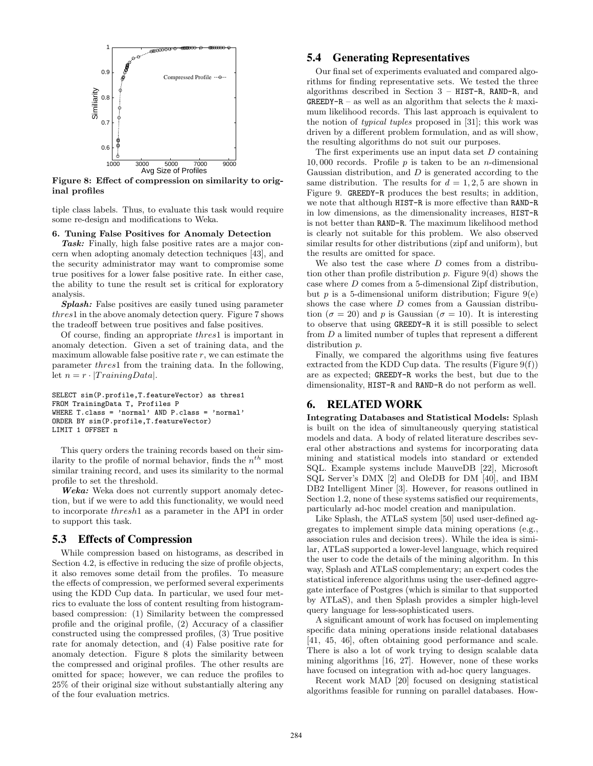Figure 8: Effect of compression on similarity to original profiles

tiple class labels. Thus, to evaluate this task would require some re-design and modifications to Weka.

**6. Tuning False Positives for Anomaly Detection**

***Task:*** Finally, high false positive rates are a major concern when adopting anomaly detection techniques [43], and the security administrator may want to compromise some true positives for a lower false positive rate. In either case, the ability to tune the result set is critical for exploratory analysis.

***Splash:*** False positives are easily tuned using parameter *thres*1 in the above anomaly detection query. Figure 7 shows the tradeoff between true positives and false positives.

Of course, finding an appropriate *thres*1 is important in anomaly detection. Given a set of training data, and the maximum allowable false positive rate $r$, we can estimate the parameter *thres*1 from the training data. In the following, let $n = r \cdot |TrainingData|$.

```
SELECT sim(P.profile,T.featureVector) as thres1
FROM TrainingData T, Profiles P
WHERE T.class = 'normal' AND P.class = 'normal'
ORDER BY sim(P.profile,T.featureVector)
LIMIT 1 OFFSET n
```

This query orders the training records based on their similarity to the profile of normal behavior, finds the $n^{th}$ most similar training record, and uses its similarity to the normal profile to set the threshold.

***Weka:*** Weka does not currently support anomaly detection, but if we were to add this functionality, we would need to incorporate *thresh*1 as a parameter in the API in order to support this task.

## 5.3 Effects of Compression

While compression based on histograms, as described in Section 4.2, is effective in reducing the size of profile objects, it also removes some detail from the profiles. To measure the effects of compression, we performed several experiments using the KDD Cup data. In particular, we used four metrics to evaluate the loss of content resulting from histogram-based compression: (1) Similarity between the compressed profile and the original profile, (2) Accuracy of a classifier constructed using the compressed profiles, (3) True positive rate for anomaly detection, and (4) False positive rate for anomaly detection. Figure 8 plots the similarity between the compressed and original profiles. The other results are omitted for space; however, we can reduce the profiles to 25% of their original size without substantially altering any of the four evaluation metrics.

## 5.4 Generating Representatives

Our final set of experiments evaluated and compared algorithms for finding representative sets. We tested the three algorithms described in Section 3 – HIST-R, RAND-R, and GREEDY-R – as well as an algorithm that selects the $k$ maximum likelihood records. This last approach is equivalent to the notion of *typical tuples* proposed in [31]; this work was driven by a different problem formulation, and as will show, the resulting algorithms do not suit our purposes.

The first experiments use an input data set $D$ containing 10,000 records. Profile $p$ is taken to be an $n$-dimensional Gaussian distribution, and $D$ is generated according to the same distribution. The results for $d = 1, 2, 5$ are shown in Figure 9. GREEDY-R produces the best results; in addition, we note that although HIST-R is more effective than RAND-R in low dimensions, as the dimensionality increases, HIST-R is not better than RAND-R. The maximum likelihood method is clearly not suitable for this problem. We also observed similar results for other distributions (zipf and uniform), but the results are omitted for space.

We also test the case where $D$ comes from a distribution other than profile distribution $p$. Figure 9(d) shows the case where $D$ comes from a 5-dimensional Zipf distribution, but $p$ is a 5-dimensional uniform distribution; Figure 9(e) shows the case where $D$ comes from a Gaussian distribution ($\sigma = 20$) and $p$ is Gaussian ($\sigma = 10$). It is interesting to observe that using GREEDY-R it is still possible to select from $D$ a limited number of tuples that represent a different distribution $p$.

Finally, we compared the algorithms using five features extracted from the KDD Cup data. The results (Figure 9(f)) are as expected; GREEDY-R works the best, but due to the dimensionality, HIST-R and RAND-R do not perform as well.

# 6. RELATED WORK

**Integrating Databases and Statistical Models:** Splash is built on the idea of simultaneously querying statistical models and data. A body of related literature describes several other abstractions and systems for incorporating data mining and statistical models into standard or extended SQL. Example systems include MauveDB [22], Microsoft SQL Server's DMX [2] and OleDB for DM [40], and IBM DB2 Intelligent Miner [3]. However, for reasons outlined in Section 1.2, none of these systems satisfied our requirements, particularly ad-hoc model creation and manipulation.

Like Splash, the ATLaS system [50] used user-defined aggregates to implement simple data mining operations (e.g., association rules and decision trees). While the idea is similar, ATLaS supported a lower-level language, which required the user to code the details of the mining algorithm. In this way, Splash and ATLaS complementary; an expert codes the statistical inference algorithms using the user-defined aggregate interface of Postgres (which is similar to that supported by ATLaS), and then Splash provides a simpler high-level query language for less-sophisticated users.

A significant amount of work has focused on implementing specific data mining operations inside relational databases [41, 45, 46], often obtaining good performance and scale. There is also a lot of work trying to design scalable data mining algorithms [16, 27]. However, none of these works have focused on integration with ad-hoc query languages.

Recent work MAD [20] focused on designing statistical algorithms feasible for running on parallel databases. How-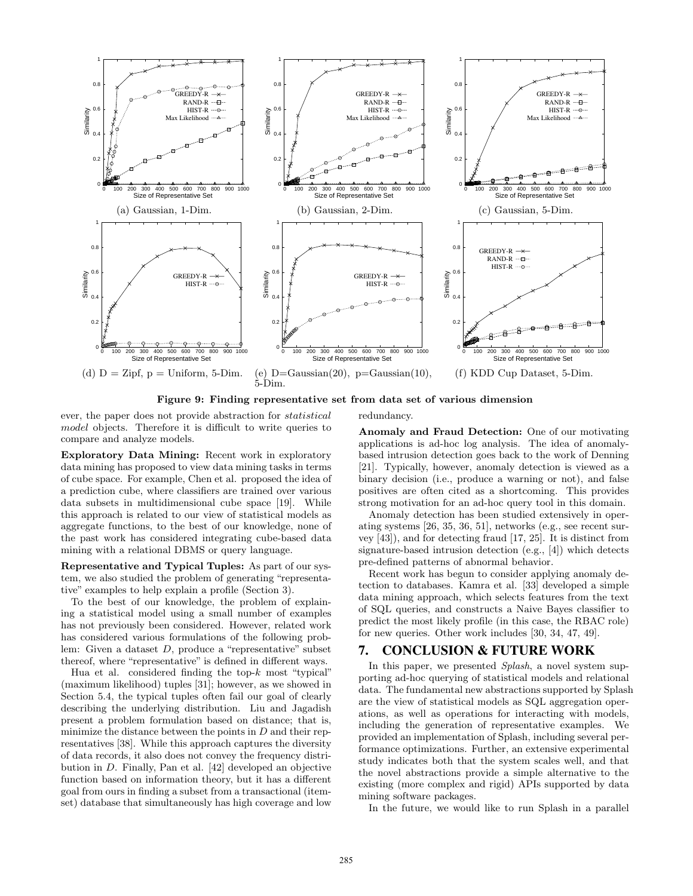(a) Gaussian, 1-Dim.

(b) Gaussian, 2-Dim.

(c) Gaussian, 5-Dim.

(d) D = Zipf, p = Uniform, 5-Dim.

(e) D=Gaussian(20), p=Gaussian(10), 5-Dim.

(f) KDD Cup Dataset, 5-Dim.

**Figure 9: Finding representative set from data set of various dimension**

ever, the paper does not provide abstraction for *statistical model* objects. Therefore it is difficult to write queries to compare and analyze models.

**Exploratory Data Mining:** Recent work in exploratory data mining has proposed to view data mining tasks in terms of cube space. For example, Chen et al. proposed the idea of a prediction cube, where classifiers are trained over various data subsets in multidimensional cube space [19]. While this approach is related to our view of statistical models as aggregate functions, to the best of our knowledge, none of the past work has considered integrating cube-based data mining with a relational DBMS or query language.

**Representative and Typical Tuples:** As part of our system, we also studied the problem of generating "representative" examples to help explain a profile (Section 3).

To the best of our knowledge, the problem of explaining a statistical model using a small number of examples has not previously been considered. However, related work has considered various formulations of the following problem: Given a dataset $D$, produce a "representative" subset thereof, where "representative" is defined in different ways.

Hua et al. considered finding the top-$k$ most "typical" (maximum likelihood) tuples [31]; however, as we showed in Section 5.4, the typical tuples often fail our goal of clearly describing the underlying distribution. Liu and Jagadish present a problem formulation based on distance; that is, minimize the distance between the points in $D$ and their representatives [38]. While this approach captures the diversity of data records, it also does not convey the frequency distribution in $D$. Finally, Pan et al. [42] developed an objective function based on information theory, but it has a different goal from ours in finding a subset from a transactional (itemset) database that simultaneously has high coverage and low redundancy.

**Anomaly and Fraud Detection:** One of our motivating applications is ad-hoc log analysis. The idea of anomaly-based intrusion detection goes back to the work of Denning [21]. Typically, however, anomaly detection is viewed as a binary decision (i.e., produce a warning or not), and false positives are often cited as a shortcoming. This provides strong motivation for an ad-hoc query tool in this domain.

Anomaly detection has been studied extensively in operating systems [26, 35, 36, 51], networks (e.g., see recent survey [43]), and for detecting fraud [17, 25]. It is distinct from signature-based intrusion detection (e.g., [4]) which detects pre-defined patterns of abnormal behavior.

Recent work has begun to consider applying anomaly detection to databases. Kamra et al. [33] developed a simple data mining approach, which selects features from the text of SQL queries, and constructs a Naive Bayes classifier to predict the most likely profile (in this case, the RBAC role) for new queries. Other work includes [30, 34, 47, 49].

## 7. CONCLUSION & FUTURE WORK

In this paper, we presented *Splash*, a novel system supporting ad-hoc querying of statistical models and relational data. The fundamental new abstractions supported by Splash are the view of statistical models as SQL aggregation operations, as well as operations for interacting with models, including the generation of representative examples. We provided an implementation of Splash, including several performance optimizations. Further, an extensive experimental study indicates both that the system scales well, and that the novel abstractions provide a simple alternative to the existing (more complex and rigid) APIs supported by data mining software packages.

In the future, we would like to run Splash in a parallel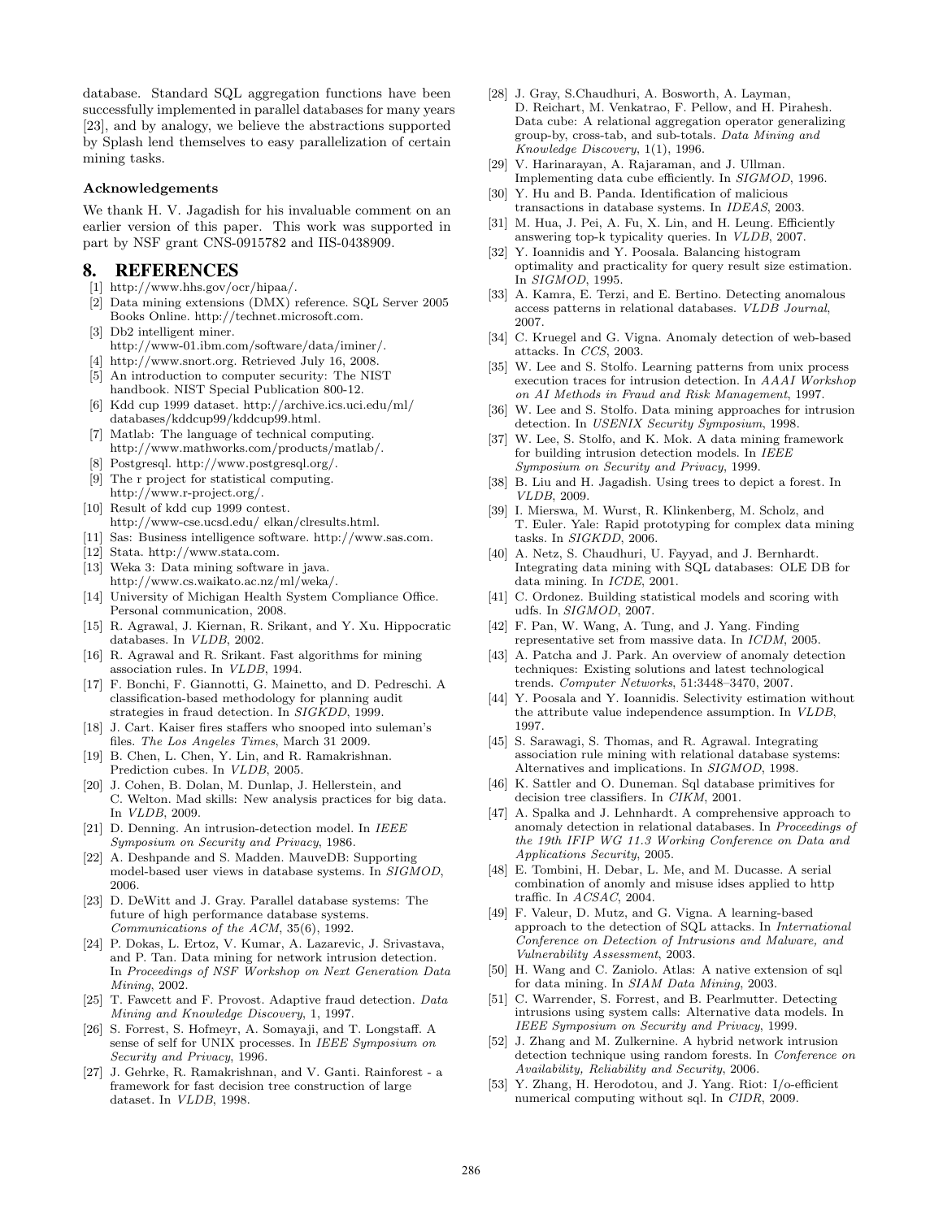database. Standard SQL aggregation functions have been successfully implemented in parallel databases for many years [23], and by analogy, we believe the abstractions supported by Splash lend themselves to easy parallelization of certain mining tasks.

### Acknowledgements

We thank H. V. Jagadish for his invaluable comment on an earlier version of this paper. This work was supported in part by NSF grant CNS-0915782 and IIS-0438909.

## 8. REFERENCES

[1] http://www.hhs.gov/ocr/hipaa/.

[2] Data mining extensions (DMX) reference. SQL Server 2005 Books Online. http://technet.microsoft.com.

[3] Db2 intelligent miner. http://www-01.ibm.com/software/data/iminer/.

[4] http://www.snort.org. Retrieved July 16, 2008.

[5] An introduction to computer security: The NIST handbook. NIST Special Publication 800-12.

[6] Kdd cup 1999 dataset. http://archive.ics.uci.edu/ml/databases/kddcup99/kddcup99.html.

[7] Matlab: The language of technical computing. http://www.mathworks.com/products/matlab/.

[8] Postgresql. http://www.postgresql.org/.

[9] The r project for statistical computing. http://www.r-project.org/.

[10] Result of kdd cup 1999 contest. http://www-cse.ucsd.edu/ elkan/clresults.html.

[11] Sas: Business intelligence software. http://www.sas.com.

[12] Stata. http://www.stata.com.

[13] Weka 3: Data mining software in java. http://www.cs.waikato.ac.nz/ml/weka/.

[14] University of Michigan Health System Compliance Office. Personal communication, 2008.

[15] R. Agrawal, J. Kiernan, R. Srikant, and Y. Xu. Hippocratic databases. In *VLDB*, 2002.

[16] R. Agrawal and R. Srikant. Fast algorithms for mining association rules. In *VLDB*, 1994.

[17] F. Bonchi, F. Giannotti, G. Mainetto, and D. Pedreschi. A classification-based methodology for planning audit strategies in fraud detection. In *SIGKDD*, 1999.

[18] J. Cart. Kaiser fires staffers who snooped into suleman's files. *The Los Angeles Times*, March 31 2009.

[19] B. Chen, L. Chen, Y. Lin, and R. Ramakrishnan. Prediction cubes. In *VLDB*, 2005.

[20] J. Cohen, B. Dolan, M. Dunlap, J. Hellerstein, and C. Welton. Mad skills: New analysis practices for big data. In *VLDB*, 2009.

[21] D. Denning. An intrusion-detection model. In *IEEE Symposium on Security and Privacy*, 1986.

[22] A. Deshpande and S. Madden. MauveDB: Supporting model-based user views in database systems. In *SIGMOD*, 2006.

[23] D. DeWitt and J. Gray. Parallel database systems: The future of high performance database systems. *Communications of the ACM*, 35(6), 1992.

[24] P. Dokas, L. Ertoz, V. Kumar, A. Lazarevic, J. Srivastava, and P. Tan. Data mining for network intrusion detection. In *Proceedings of NSF Workshop on Next Generation Data Mining*, 2002.

[25] T. Fawcett and F. Provost. Adaptive fraud detection. *Data Mining and Knowledge Discovery*, 1, 1997.

[26] S. Forrest, S. Hofmeyr, A. Somayaji, and T. Longstaff. A sense of self for UNIX processes. In *IEEE Symposium on Security and Privacy*, 1996.

[27] J. Gehrke, R. Ramakrishnan, and V. Ganti. Rainforest - a framework for fast decision tree construction of large dataset. In *VLDB*, 1998.

[28] J. Gray, S.Chaudhuri, A. Bosworth, A. Layman, D. Reichart, M. Venkatrao, F. Pellow, and H. Pirahesh. Data cube: A relational aggregation operator generalizing group-by, cross-tab, and sub-totals. *Data Mining and Knowledge Discovery*, 1(1), 1996.

[29] V. Harinarayan, A. Rajaraman, and J. Ullman. Implementing data cube efficiently. In *SIGMOD*, 1996.

[30] Y. Hu and B. Panda. Identification of malicious transactions in database systems. In *IDEAS*, 2003.

[31] M. Hua, J. Pei, A. Fu, X. Lin, and H. Leung. Efficiently answering top-k typicality queries. In *VLDB*, 2007.

[32] Y. Ioannidis and Y. Poosala. Balancing histogram optimality and practicality for query result size estimation. In *SIGMOD*, 1995.

[33] A. Kamra, E. Terzi, and E. Bertino. Detecting anomalous access patterns in relational databases. *VLDB Journal*, 2007.

[34] C. Kruegel and G. Vigna. Anomaly detection of web-based attacks. In *CCS*, 2003.

[35] W. Lee and S. Stolfo. Learning patterns from unix process execution traces for intrusion detection. In *AAAI Workshop on AI Methods in Fraud and Risk Management*, 1997.

[36] W. Lee and S. Stolfo. Data mining approaches for intrusion detection. In *USENIX Security Symposium*, 1998.

[37] W. Lee, S. Stolfo, and K. Mok. A data mining framework for building intrusion detection models. In *IEEE Symposium on Security and Privacy*, 1999.

[38] B. Liu and H. Jagadish. Using trees to depict a forest. In *VLDB*, 2009.

[39] I. Mierswa, M. Wurst, R. Klinkenberg, M. Scholz, and T. Euler. Yale: Rapid prototyping for complex data mining tasks. In *SIGKDD*, 2006.

[40] A. Netz, S. Chaudhuri, U. Fayyad, and J. Bernhardt. Integrating data mining with SQL databases: OLE DB for data mining. In *ICDE*, 2001.

[41] C. Ordonez. Building statistical models and scoring with udfs. In *SIGMOD*, 2007.

[42] F. Pan, W. Wang, A. Tung, and J. Yang. Finding representative set from massive data. In *ICDM*, 2005.

[43] A. Patcha and J. Park. An overview of anomaly detection techniques: Existing solutions and latest technological trends. *Computer Networks*, 51:3448–3470, 2007.

[44] Y. Poosala and Y. Ioannidis. Selectivity estimation without the attribute value independence assumption. In *VLDB*, 1997.

[45] S. Sarawagi, S. Thomas, and R. Agrawal. Integrating association rule mining with relational database systems: Alternatives and implications. In *SIGMOD*, 1998.

[46] K. Sattler and O. Duneman. Sql database primitives for decision tree classifiers. In *CIKM*, 2001.

[47] A. Spalka and J. Lehnhardt. A comprehensive approach to anomaly detection in relational databases. In *Proceedings of the 19th IFIP WG 11.3 Working Conference on Data and Applications Security*, 2005.

[48] E. Tombini, H. Debar, L. Me, and M. Ducasse. A serial combination of anomly and misuse idses applied to http traffic. In *ACSAC*, 2004.

[49] F. Valeur, D. Mutz, and G. Vigna. A learning-based approach to the detection of SQL attacks. In *International Conference on Detection of Intrusions and Malware, and Vulnerability Assessment*, 2003.

[50] H. Wang and C. Zaniolo. Atlas: A native extension of sql for data mining. In *SIAM Data Mining*, 2003.

[51] C. Warrender, S. Forrest, and B. Pearlmutter. Detecting intrusions using system calls: Alternative data models. In *IEEE Symposium on Security and Privacy*, 1999.

[52] J. Zhang and M. Zulkernine. A hybrid network intrusion detection technique using random forests. In *Conference on Availability, Reliability and Security*, 2006.

[53] Y. Zhang, H. Herodotou, and J. Yang. Riot: I/o-efficient numerical computing without sql. In *CIDR*, 2009.